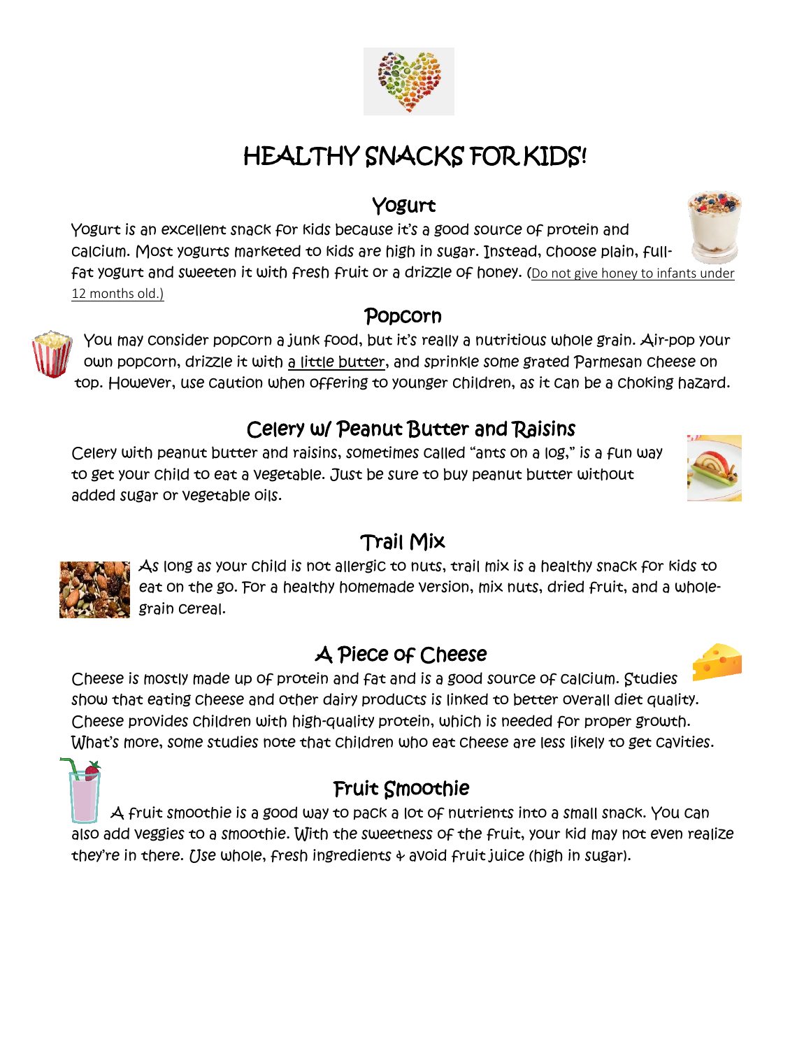# HEALTHY SNACKS FOR KIDS!

## Yogurt

Yogurt is an excellent snack for kids because it's a good source of protein and calcium. Most yogurts marketed to kids are high in sugar. Instead, choose plain, full-fat yogurt and sweeten it with fresh fruit or a drizzle of honey. (Do not give honey to infants under 12 months old.)

## Popcorn

You may consider popcorn a junk food, but it's really a nutritious whole grain. Air-pop your own popcorn, drizzle it with a little butter, and sprinkle some grated Parmesan cheese on top. However, use caution when offering to younger children, as it can be a choking hazard.

## Celery w/ Peanut Butter and Raisins

Celery with peanut butter and raisins, sometimes called "ants on a log," is a fun way to get your child to eat a vegetable. Just be sure to buy peanut butter without added sugar or vegetable oils.

## Trail Mix

As long as your child is not allergic to nuts, trail mix is a healthy snack for kids to eat on the go. For a healthy homemade version, mix nuts, dried fruit, and a whole-grain cereal.

## A Piece of Cheese

Cheese is mostly made up of protein and fat and is a good source of calcium. Studies show that eating cheese and other dairy products is linked to better overall diet quality. Cheese provides children with high-quality protein, which is needed for proper growth. What's more, some studies note that children who eat cheese are less likely to get cavities.

## Fruit Smoothie

A fruit smoothie is a good way to pack a lot of nutrients into a small snack. You can also add veggies to a smoothie. With the sweetness of the fruit, your kid may not even realize they're in there. Use whole, fresh ingredients & avoid fruit juice (high in sugar).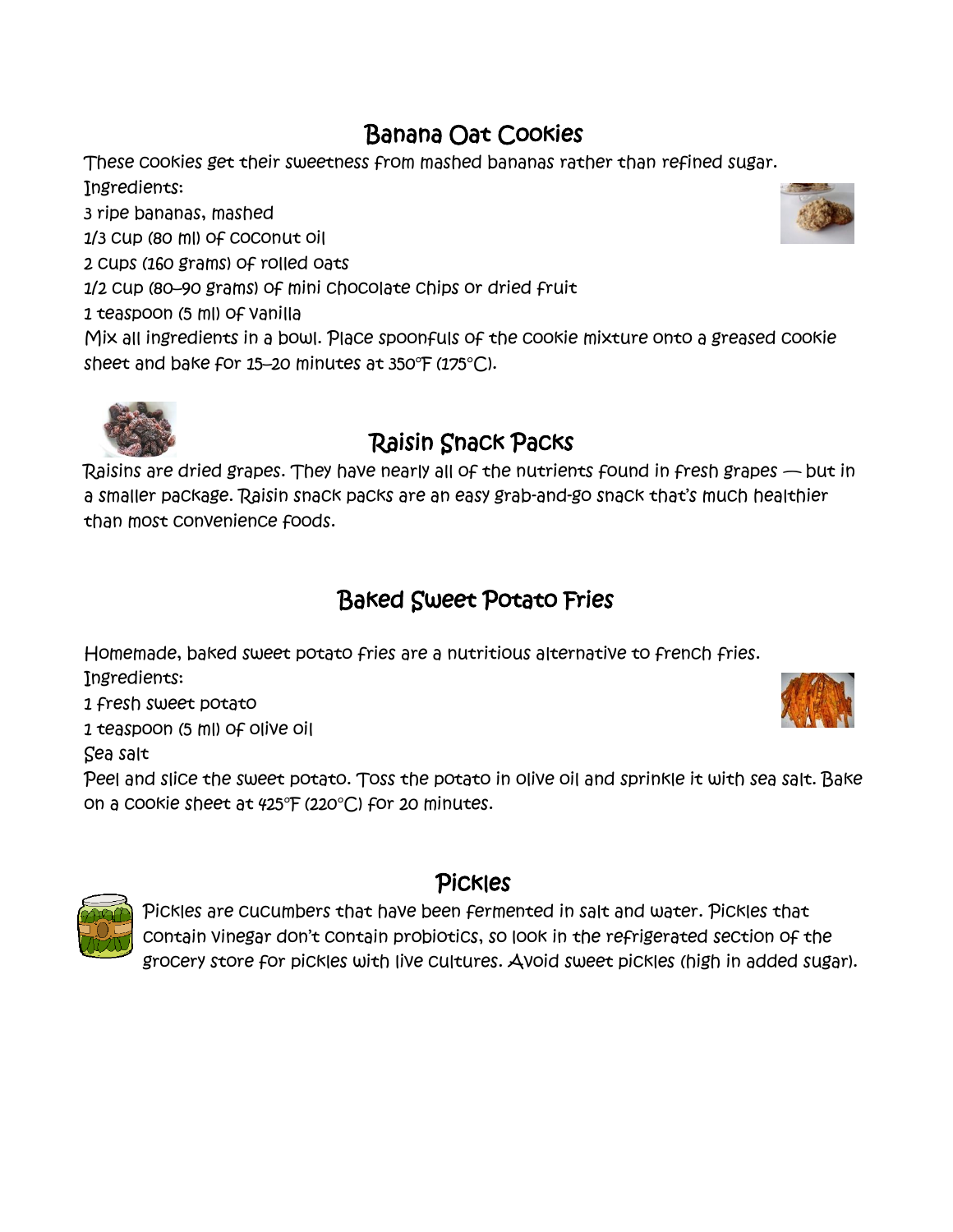## Banana Oat Cookies

These cookies get their sweetness from mashed bananas rather than refined sugar.

Ingredients:

3 ripe bananas, mashed

1/3 cup (80 ml) of coconut oil

2 cups (160 grams) of rolled oats

1/2 cup (80–90 grams) of mini chocolate chips or dried fruit

1 teaspoon (5 ml) of vanilla

Mix all ingredients in a bowl. Place spoonfuls of the cookie mixture onto a greased cookie sheet and bake for 15–20 minutes at 350°F (175°C).

## Raisin Snack Packs

Raisins are dried grapes. They have nearly all of the nutrients found in fresh grapes — but in a smaller package. Raisin snack packs are an easy grab-and-go snack that's much healthier than most convenience foods.

## Baked Sweet Potato Fries

Homemade, baked sweet potato fries are a nutritious alternative to french fries.

Ingredients:

1 fresh sweet potato

1 teaspoon (5 ml) of olive oil

Sea salt

Peel and slice the sweet potato. Toss the potato in olive oil and sprinkle it with sea salt. Bake on a cookie sheet at 425°F (220°C) for 20 minutes.

## Pickles

Pickles are cucumbers that have been fermented in salt and water. Pickles that contain vinegar don't contain probiotics, so look in the refrigerated section of the grocery store for pickles with live cultures. Avoid sweet pickles (high in added sugar).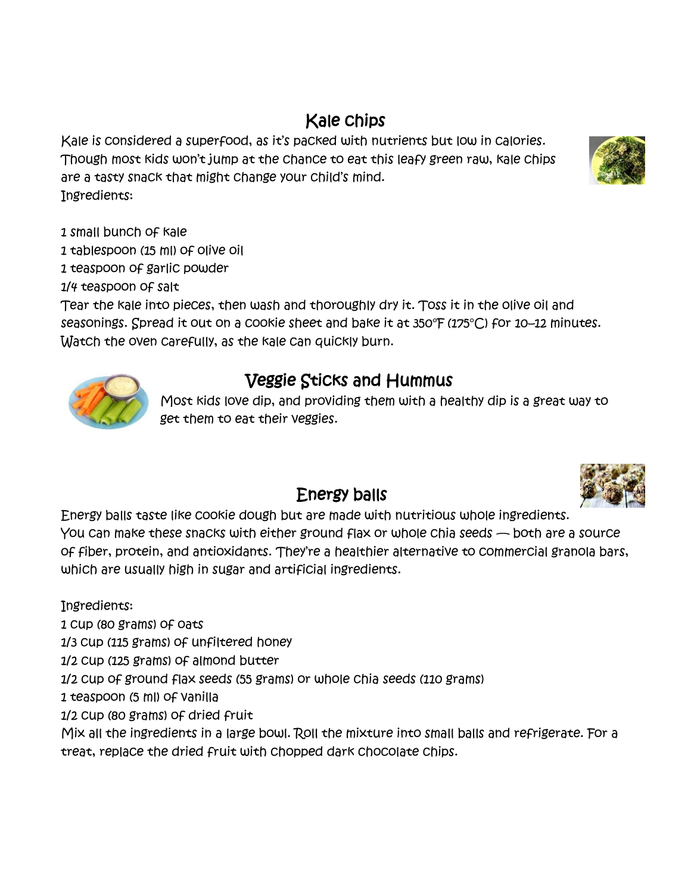## Kale chips

Kale is considered a superfood, as it's packed with nutrients but low in calories. Though most kids won't jump at the chance to eat this leafy green raw, kale chips are a tasty snack that might change your child's mind.

Ingredients:

1 small bunch of kale
1 tablespoon (15 ml) of olive oil
1 teaspoon of garlic powder
1/4 teaspoon of salt

Tear the kale into pieces, then wash and thoroughly dry it. Toss it in the olive oil and seasonings. Spread it out on a cookie sheet and bake it at 350°F (175°C) for 10–12 minutes. Watch the oven carefully, as the kale can quickly burn.

## Veggie Sticks and Hummus

Most kids love dip, and providing them with a healthy dip is a great way to get them to eat their veggies.

## Energy balls

Energy balls taste like cookie dough but are made with nutritious whole ingredients. You can make these snacks with either ground flax or whole chia seeds — both are a source of fiber, protein, and antioxidants. They're a healthier alternative to commercial granola bars, which are usually high in sugar and artificial ingredients.

Ingredients:

1 cup (80 grams) of oats
1/3 cup (115 grams) of unfiltered honey
1/2 cup (125 grams) of almond butter
1/2 cup of ground flax seeds (55 grams) or whole chia seeds (110 grams)
1 teaspoon (5 ml) of vanilla
1/2 cup (80 grams) of dried fruit

Mix all the ingredients in a large bowl. Roll the mixture into small balls and refrigerate. For a treat, replace the dried fruit with chopped dark chocolate chips.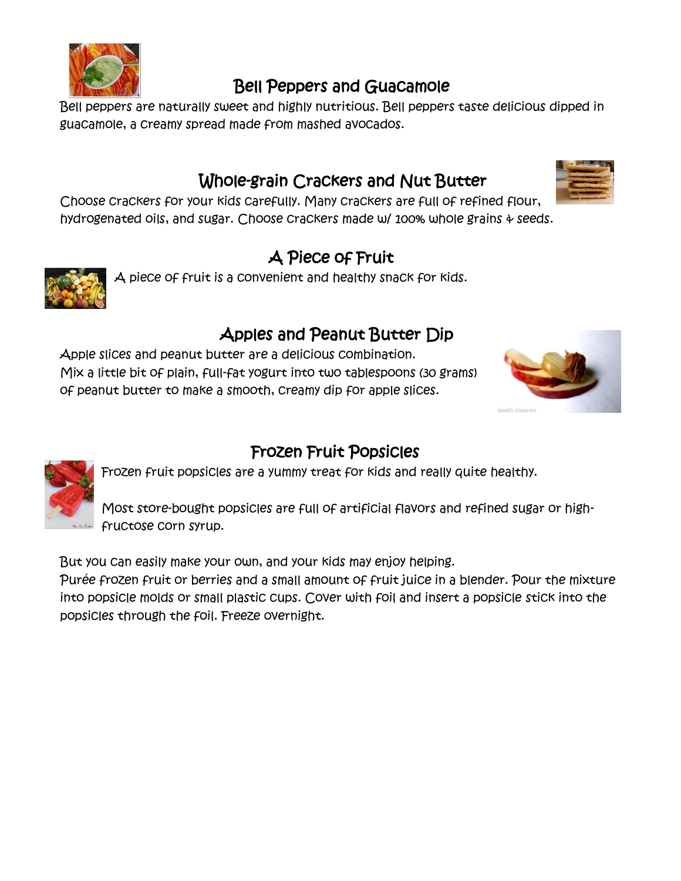## Bell Peppers and Guacamole

Bell peppers are naturally sweet and highly nutritious. Bell peppers taste delicious dipped in guacamole, a creamy spread made from mashed avocados.

## Whole-grain Crackers and Nut Butter

Choose crackers for your kids carefully. Many crackers are full of refined flour, hydrogenated oils, and sugar. Choose crackers made w/ 100% whole grains & seeds.

## A Piece of Fruit

A piece of fruit is a convenient and healthy snack for kids.

## Apples and Peanut Butter Dip

Apple slices and peanut butter are a delicious combination.
Mix a little bit of plain, full-fat yogurt into two tablespoons (30 grams) of peanut butter to make a smooth, creamy dip for apple slices.

## Frozen Fruit Popsicles

Frozen fruit popsicles are a yummy treat for kids and really quite healthy.

Most store-bought popsicles are full of artificial flavors and refined sugar or high-fructose corn syrup.

But you can easily make your own, and your kids may enjoy helping.
Purée frozen fruit or berries and a small amount of fruit juice in a blender. Pour the mixture into popsicle molds or small plastic cups. Cover with foil and insert a popsicle stick into the popsicles through the foil. Freeze overnight.